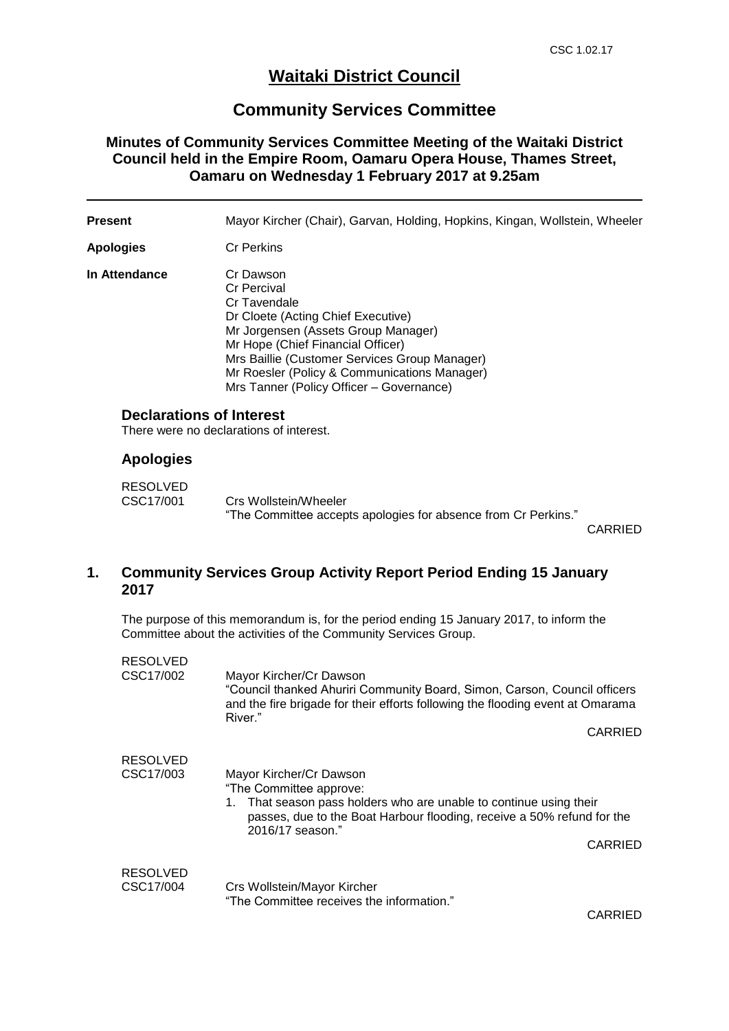CSC 1.02.17

# Waitaki District Council

## Community Services Committee

### Minutes of Community Services Committee Meeting of the Waitaki District Council held in the Empire Room, Oamaru Opera House, Thames Street, Oamaru on Wednesday 1 February 2017 at 9.25am

---

**Present** Mayor Kircher (Chair), Garvan, Holding, Hopkins, Kingan, Wollstein, Wheeler

**Apologies** Cr Perkins

**In Attendance** Cr Dawson
Cr Percival
Cr Tavendale
Dr Cloete (Acting Chief Executive)
Mr Jorgensen (Assets Group Manager)
Mr Hope (Chief Financial Officer)
Mrs Baillie (Customer Services Group Manager)
Mr Roesler (Policy & Communications Manager)
Mrs Tanner (Policy Officer – Governance)

### Declarations of Interest

There were no declarations of interest.

### Apologies

RESOLVED
CSC17/001 Crs Wollstein/Wheeler
"The Committee accepts apologies for absence from Cr Perkins."

CARRIED

## 1. Community Services Group Activity Report Period Ending 15 January 2017

The purpose of this memorandum is, for the period ending 15 January 2017, to inform the Committee about the activities of the Community Services Group.

RESOLVED
CSC17/002 Mayor Kircher/Cr Dawson
"Council thanked Ahuriri Community Board, Simon, Carson, Council officers and the fire brigade for their efforts following the flooding event at Omarama River."

CARRIED

RESOLVED
CSC17/003 Mayor Kircher/Cr Dawson
"The Committee approve:

1. That season pass holders who are unable to continue using their passes, due to the Boat Harbour flooding, receive a 50% refund for the 2016/17 season."

CARRIED

RESOLVED
CSC17/004 Crs Wollstein/Mayor Kircher
"The Committee receives the information."

CARRIED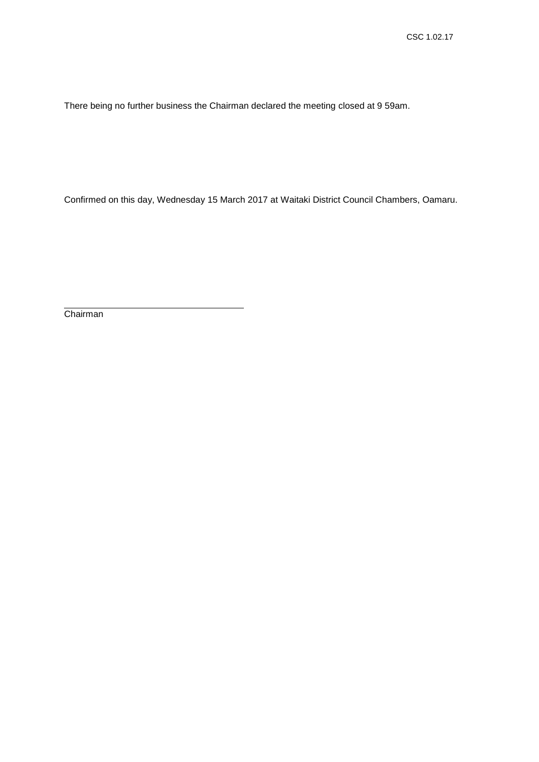There being no further business the Chairman declared the meeting closed at 9 59am.

Confirmed on this day, Wednesday 15 March 2017 at Waitaki District Council Chambers, Oamaru.

\_\_\_\_\_\_\_\_\_\_\_\_\_\_\_\_\_\_\_\_\_\_\_\_\_\_\_\_\_\_\_\_\_\_\_\_

Chairman